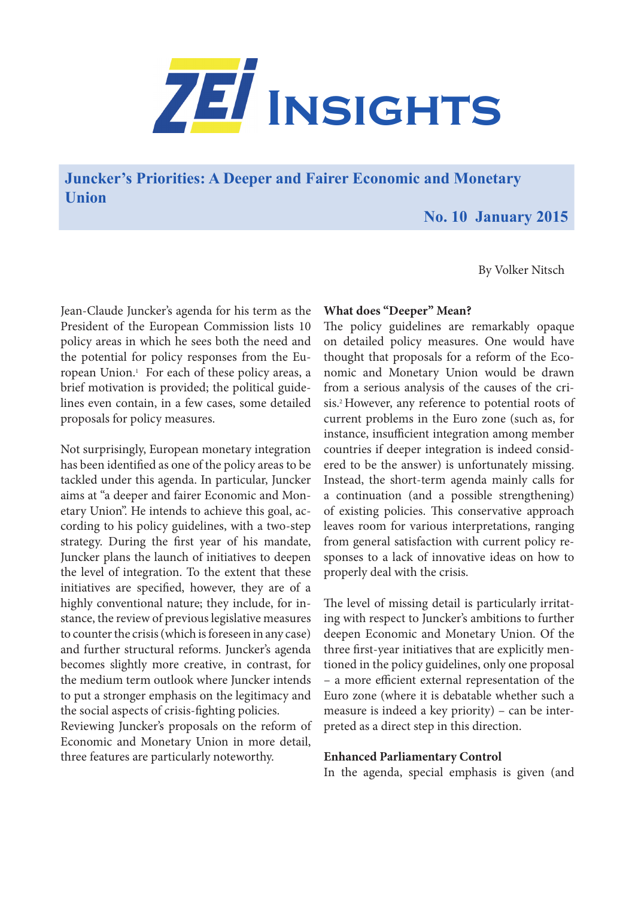# ZEI Insights

## Juncker's Priorities: A Deeper and Fairer Economic and Monetary Union

**No. 10 January 2015**

By Volker Nitsch

Jean-Claude Juncker's agenda for his term as the President of the European Commission lists 10 policy areas in which he sees both the need and the potential for policy responses from the European Union.[1] For each of these policy areas, a brief motivation is provided; the political guidelines even contain, in a few cases, some detailed proposals for policy measures.

Not surprisingly, European monetary integration has been identified as one of the policy areas to be tackled under this agenda. In particular, Juncker aims at "a deeper and fairer Economic and Monetary Union". He intends to achieve this goal, according to his policy guidelines, with a two-step strategy. During the first year of his mandate, Juncker plans the launch of initiatives to deepen the level of integration. To the extent that these initiatives are specified, however, they are of a highly conventional nature; they include, for instance, the review of previous legislative measures to counter the crisis (which is foreseen in any case) and further structural reforms. Juncker's agenda becomes slightly more creative, in contrast, for the medium term outlook where Juncker intends to put a stronger emphasis on the legitimacy and the social aspects of crisis-fighting policies.

Reviewing Juncker's proposals on the reform of Economic and Monetary Union in more detail, three features are particularly noteworthy.

**What does "Deeper" Mean?**

The policy guidelines are remarkably opaque on detailed policy measures. One would have thought that proposals for a reform of the Economic and Monetary Union would be drawn from a serious analysis of the causes of the crisis.[2] However, any reference to potential roots of current problems in the Euro zone (such as, for instance, insufficient integration among member countries if deeper integration is indeed considered to be the answer) is unfortunately missing. Instead, the short-term agenda mainly calls for a continuation (and a possible strengthening) of existing policies. This conservative approach leaves room for various interpretations, ranging from general satisfaction with current policy responses to a lack of innovative ideas on how to properly deal with the crisis.

The level of missing detail is particularly irritating with respect to Juncker's ambitions to further deepen Economic and Monetary Union. Of the three first-year initiatives that are explicitly mentioned in the policy guidelines, only one proposal – a more efficient external representation of the Euro zone (where it is debatable whether such a measure is indeed a key priority) – can be interpreted as a direct step in this direction.

**Enhanced Parliamentary Control**

In the agenda, special emphasis is given (and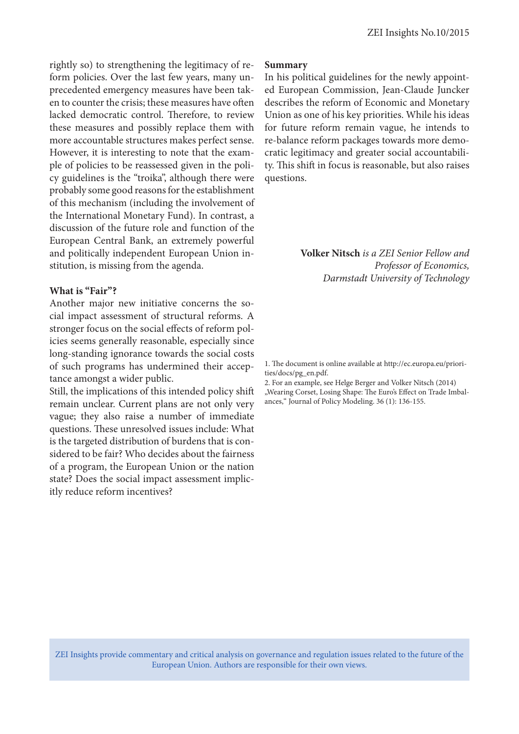rightly so) to strengthening the legitimacy of reform policies. Over the last few years, many unprecedented emergency measures have been taken to counter the crisis; these measures have often lacked democratic control. Therefore, to review these measures and possibly replace them with more accountable structures makes perfect sense. However, it is interesting to note that the example of policies to be reassessed given in the policy guidelines is the "troika", although there were probably some good reasons for the establishment of this mechanism (including the involvement of the International Monetary Fund). In contrast, a discussion of the future role and function of the European Central Bank, an extremely powerful and politically independent European Union institution, is missing from the agenda.

**What is "Fair"?**

Another major new initiative concerns the social impact assessment of structural reforms. A stronger focus on the social effects of reform policies seems generally reasonable, especially since long-standing ignorance towards the social costs of such programs has undermined their acceptance amongst a wider public.

Still, the implications of this intended policy shift remain unclear. Current plans are not only very vague; they also raise a number of immediate questions. These unresolved issues include: What is the targeted distribution of burdens that is considered to be fair? Who decides about the fairness of a program, the European Union or the nation state? Does the social impact assessment implicitly reduce reform incentives?

**Summary**

In his political guidelines for the newly appointed European Commission, Jean-Claude Juncker describes the reform of Economic and Monetary Union as one of his key priorities. While his ideas for future reform remain vague, he intends to re-balance reform packages towards more democratic legitimacy and greater social accountability. This shift in focus is reasonable, but also raises questions.

**Volker Nitsch** *is a ZEI Senior Fellow and Professor of Economics, Darmstadt University of Technology*

1. The document is online available at http://ec.europa.eu/priorities/docs/pg_en.pdf.

2. For an example, see Helge Berger and Volker Nitsch (2014) „Wearing Corset, Losing Shape: The Euro's Effect on Trade Imbalances," Journal of Policy Modeling. 36 (1): 136-155.

ZEI Insights provide commentary and critical analysis on governance and regulation issues related to the future of the European Union. Authors are responsible for their own views.